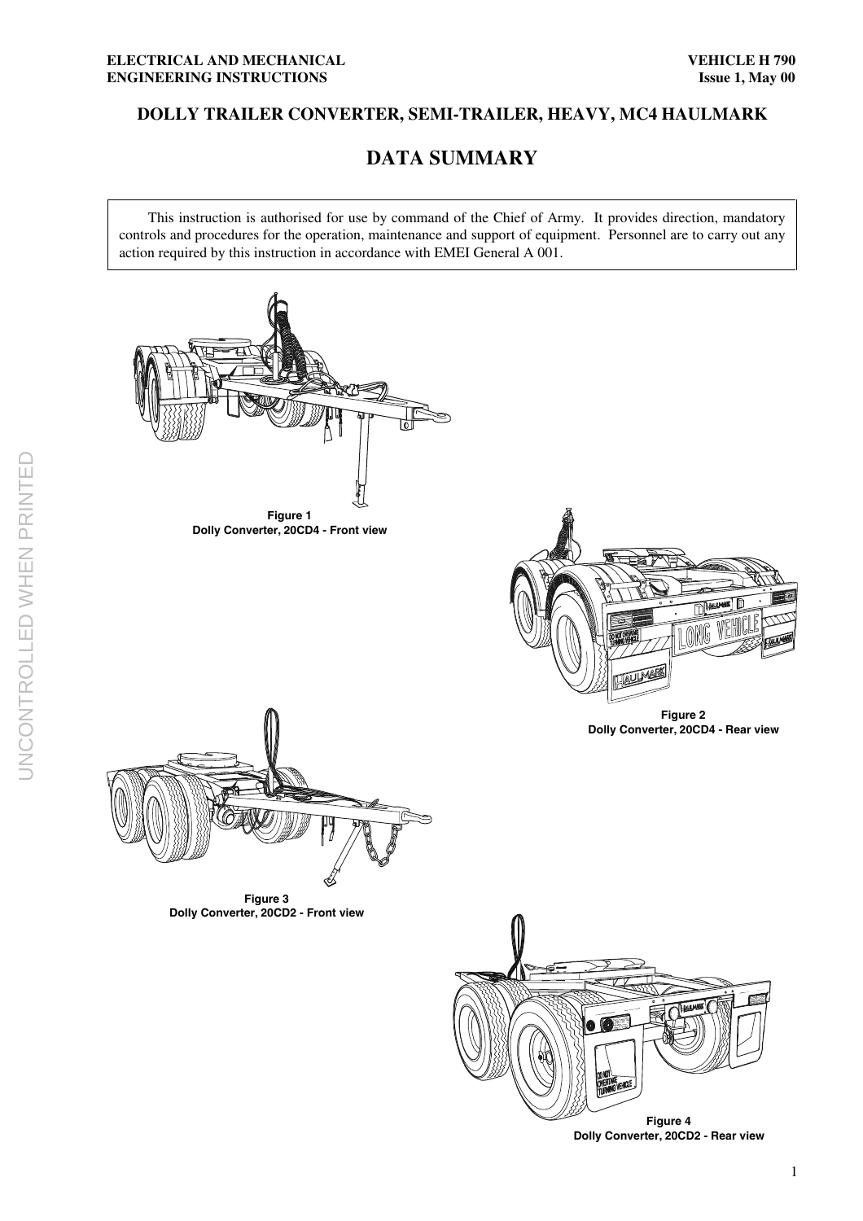ELECTRICAL AND MECHANICAL ENGINEERING INSTRUCTIONS

VEHICLE H 790
Issue 1, May 00

# DOLLY TRAILER CONVERTER, SEMI-TRAILER, HEAVY, MC4 HAULMARK

## DATA SUMMARY

This instruction is authorised for use by command of the Chief of Army. It provides direction, mandatory controls and procedures for the operation, maintenance and support of equipment. Personnel are to carry out any action required by this instruction in accordance with EMEI General A 001.

**Figure 1**
**Dolly Converter, 20CD4 - Front view**

**Figure 2**
**Dolly Converter, 20CD4 - Rear view**

**Figure 3**
**Dolly Converter, 20CD2 - Front view**

**Figure 4**
**Dolly Converter, 20CD2 - Rear view**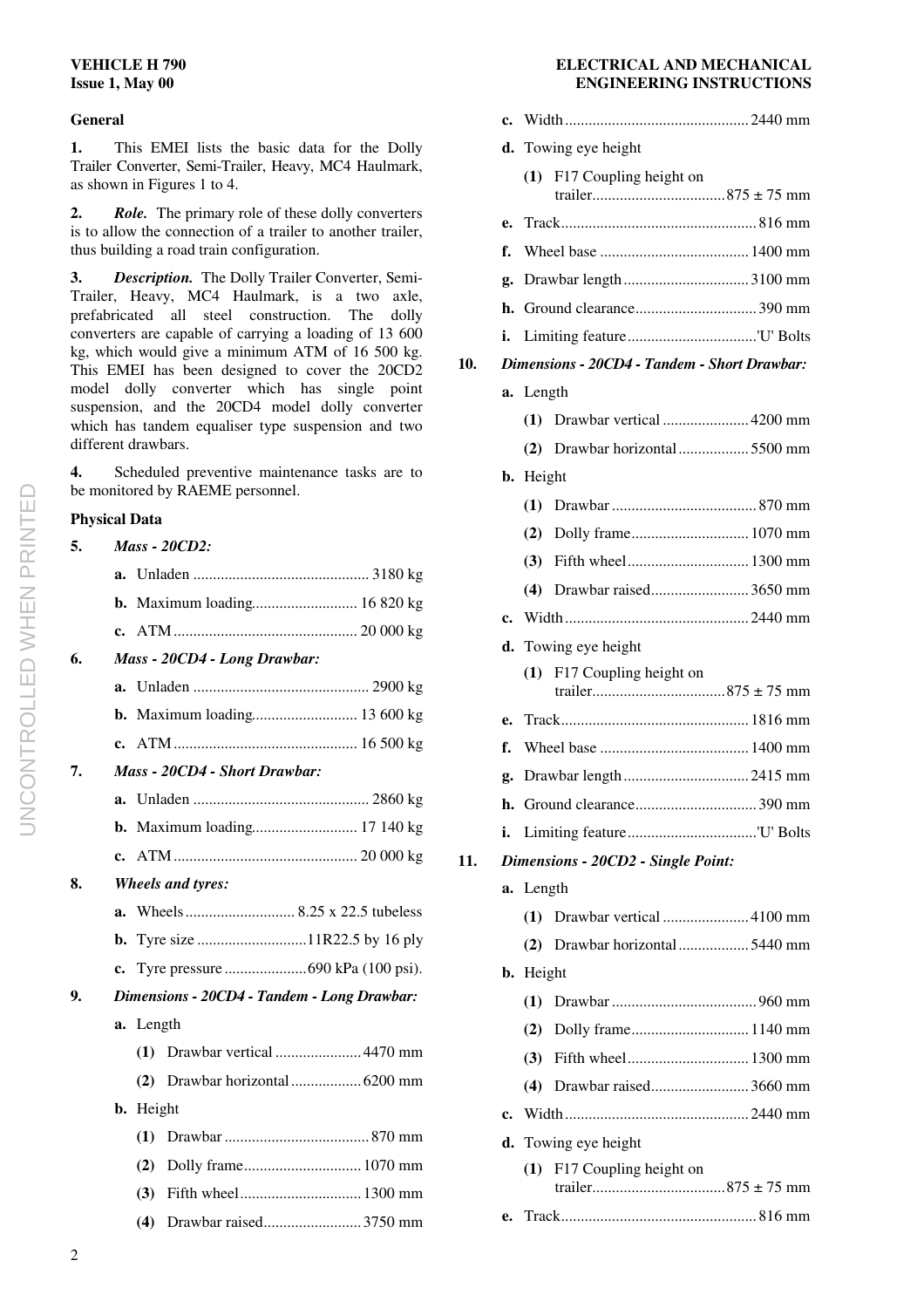### General

**1.** This EMEI lists the basic data for the Dolly Trailer Converter, Semi-Trailer, Heavy, MC4 Haulmark, as shown in Figures 1 to 4.

**2.** ***Role.*** The primary role of these dolly converters is to allow the connection of a trailer to another trailer, thus building a road train configuration.

**3.** ***Description.*** The Dolly Trailer Converter, Semi-Trailer, Heavy, MC4 Haulmark, is a two axle, prefabricated all steel construction. The dolly converters are capable of carrying a loading of 13 600 kg, which would give a minimum ATM of 16 500 kg. This EMEI has been designed to cover the 20CD2 model dolly converter which has single point suspension, and the 20CD4 model dolly converter which has tandem equaliser type suspension and two different drawbars.

**4.** Scheduled preventive maintenance tasks are to be monitored by RAEME personnel.

### Physical Data

**5.** ***Mass - 20CD2:***

- **a.** Unladen ............................................. 3180 kg
- **b.** Maximum loading........................... 16 820 kg
- **c.** ATM .............................................. 20 000 kg

**6.** ***Mass - 20CD4 - Long Drawbar:***

- **a.** Unladen ............................................. 2900 kg
- **b.** Maximum loading........................... 13 600 kg
- **c.** ATM .............................................. 16 500 kg

**7.** ***Mass - 20CD4 - Short Drawbar:***

- **a.** Unladen ............................................. 2860 kg
- **b.** Maximum loading........................... 17 140 kg
- **c.** ATM .............................................. 20 000 kg

**8.** ***Wheels and tyres:***

- **a.** Wheels ............................ 8.25 x 22.5 tubeless
- **b.** Tyre size ............................11R22.5 by 16 ply
- **c.** Tyre pressure .....................690 kPa (100 psi).

**9.** ***Dimensions - 20CD4 - Tandem - Long Drawbar:***

- **a.** Length
  - **(1)** Drawbar vertical ...................... 4470 mm
  - **(2)** Drawbar horizontal .................. 6200 mm
- **b.** Height
  - **(1)** Drawbar ..................................... 870 mm
  - **(2)** Dolly frame.............................. 1070 mm
  - **(3)** Fifth wheel............................... 1300 mm
  - **(4)** Drawbar raised......................... 3750 mm
- **c.** Width ............................................... 2440 mm
- **d.** Towing eye height
  - **(1)** F17 Coupling height on trailer.................................. 875 ± 75 mm
- **e.** Track................................................. 816 mm
- **f.** Wheel base ...................................... 1400 mm
- **g.** Drawbar length ................................ 3100 mm
- **h.** Ground clearance............................... 390 mm
- **i.** Limiting feature.................................'U' Bolts

**10.** ***Dimensions - 20CD4 - Tandem - Short Drawbar:***

- **a.** Length
  - **(1)** Drawbar vertical ...................... 4200 mm
  - **(2)** Drawbar horizontal .................. 5500 mm
- **b.** Height
  - **(1)** Drawbar ..................................... 870 mm
  - **(2)** Dolly frame.............................. 1070 mm
  - **(3)** Fifth wheel............................... 1300 mm
  - **(4)** Drawbar raised......................... 3650 mm
- **c.** Width ............................................... 2440 mm
- **d.** Towing eye height
  - **(1)** F17 Coupling height on trailer.................................. 875 ± 75 mm
- **e.** Track................................................ 1816 mm
- **f.** Wheel base ...................................... 1400 mm
- **g.** Drawbar length ................................ 2415 mm
- **h.** Ground clearance............................... 390 mm
- **i.** Limiting feature.................................'U' Bolts

**11.** ***Dimensions - 20CD2 - Single Point:***

- **a.** Length
  - **(1)** Drawbar vertical ...................... 4100 mm
  - **(2)** Drawbar horizontal .................. 5440 mm
- **b.** Height
  - **(1)** Drawbar ..................................... 960 mm
  - **(2)** Dolly frame.............................. 1140 mm
  - **(3)** Fifth wheel............................... 1300 mm
  - **(4)** Drawbar raised......................... 3660 mm
- **c.** Width ............................................... 2440 mm
- **d.** Towing eye height
  - **(1)** F17 Coupling height on trailer.................................. 875 ± 75 mm
- **e.** Track................................................. 816 mm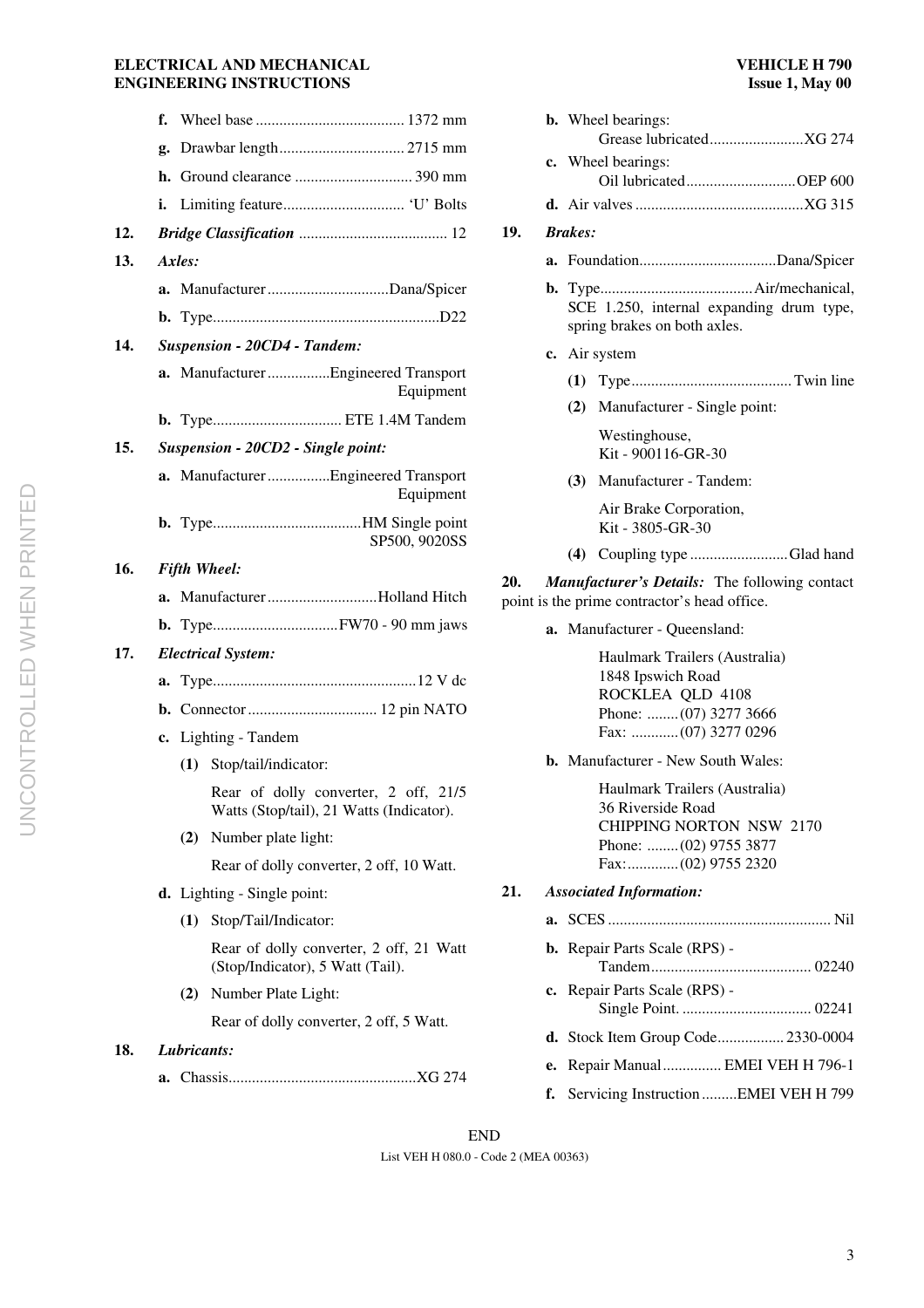f. Wheel base ...................................... 1372 mm

g. Drawbar length................................ 2715 mm

h. Ground clearance .............................. 390 mm

i. Limiting feature............................... 'U' Bolts

**12.** ***Bridge Classification*** ...................................... 12

**13.** ***Axles:***

a. Manufacturer...............................Dana/Spicer

b. Type..........................................................D22

**14.** ***Suspension - 20CD4 - Tandem:***

a. Manufacturer................Engineered Transport Equipment

b. Type................................. ETE 1.4M Tandem

**15.** ***Suspension - 20CD2 - Single point:***

a. Manufacturer................Engineered Transport Equipment

b. Type......................................HM Single point SP500, 9020SS

**16.** ***Fifth Wheel:***

a. Manufacturer............................Holland Hitch

b. Type................................FW70 - 90 mm jaws

**17.** ***Electrical System:***

a. Type....................................................12 V dc

b. Connector................................. 12 pin NATO

c. Lighting - Tandem

(1) Stop/tail/indicator:

Rear of dolly converter, 2 off, 21/5 Watts (Stop/tail), 21 Watts (Indicator).

(2) Number plate light:

Rear of dolly converter, 2 off, 10 Watt.

d. Lighting - Single point:

(1) Stop/Tail/Indicator:

Rear of dolly converter, 2 off, 21 Watt (Stop/Indicator), 5 Watt (Tail).

(2) Number Plate Light:

Rear of dolly converter, 2 off, 5 Watt.

**18.** ***Lubricants:***

a. Chassis................................................XG 274

b. Wheel bearings:
Grease lubricated........................XG 274

c. Wheel bearings:
Oil lubricated............................OEP 600

d. Air valves...........................................XG 315

**19.** ***Brakes:***

a. Foundation...................................Dana/Spicer

b. Type.......................................Air/mechanical, SCE 1.250, internal expanding drum type, spring brakes on both axles.

c. Air system

(1) Type.........................................Twin line

(2) Manufacturer - Single point:

Westinghouse,
Kit - 900116-GR-30

(3) Manufacturer - Tandem:

Air Brake Corporation,
Kit - 3805-GR-30

(4) Coupling type.........................Glad hand

**20.** ***Manufacturer's Details:*** The following contact point is the prime contractor's head office.

a. Manufacturer - Queensland:

Haulmark Trailers (Australia)
1848 Ipswich Road
ROCKLEA QLD 4108
Phone: ........(07) 3277 3666
Fax: ............(07) 3277 0296

b. Manufacturer - New South Wales:

Haulmark Trailers (Australia)
36 Riverside Road
CHIPPING NORTON NSW 2170
Phone: ........(02) 9755 3877
Fax:.............(02) 9755 2320

**21.** ***Associated Information:***

a. SCES......................................................... Nil

b. Repair Parts Scale (RPS) -
Tandem......................................... 02240

c. Repair Parts Scale (RPS) -
Single Point. ................................. 02241

d. Stock Item Group Code................. 2330-0004

e. Repair Manual............... EMEI VEH H 796-1

f. Servicing Instruction.........EMEI VEH H 799

END

List VEH H 080.0 - Code 2 (MEA 00363)